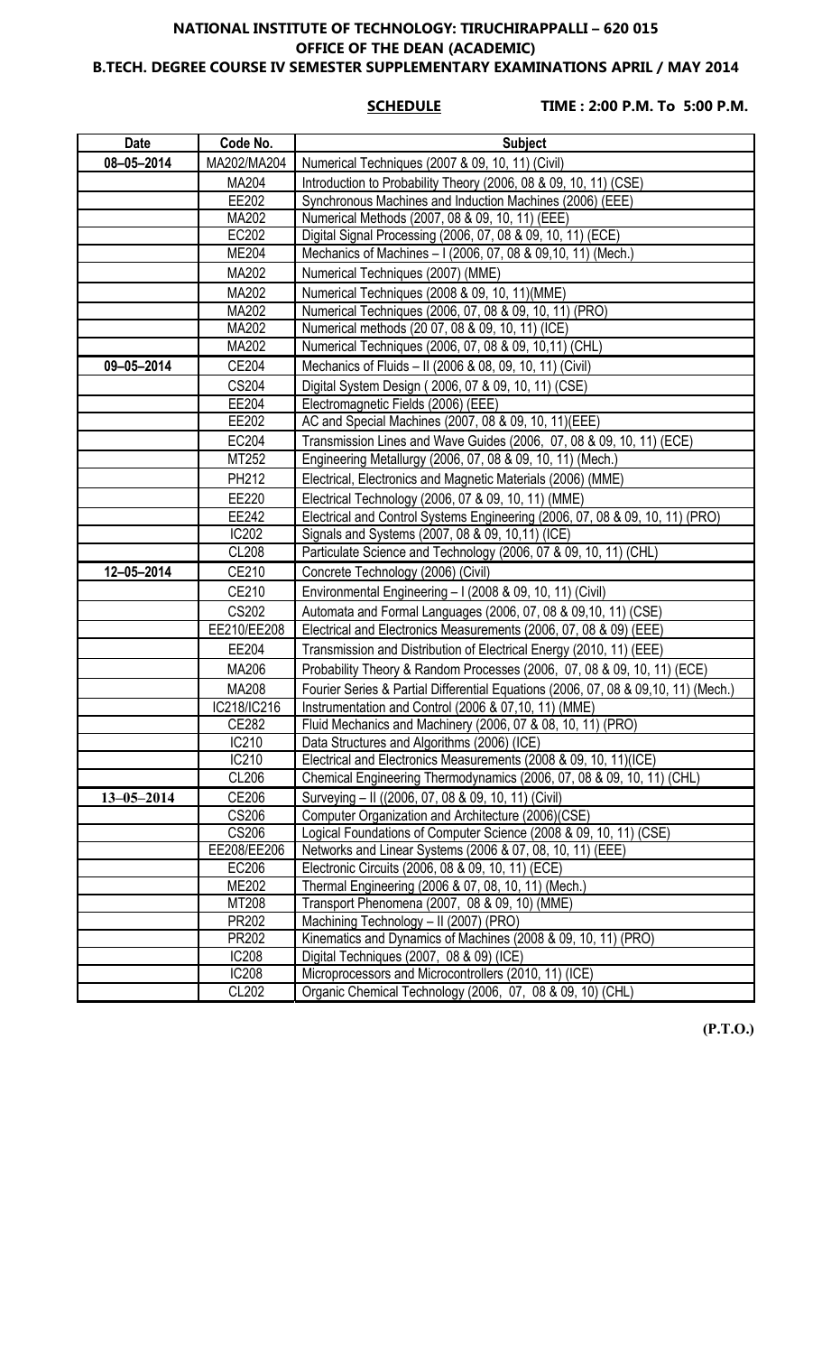**NATIONAL INSTITUTE OF TECHNOLOGY: TIRUCHIRAPPALLI – 620 015**
**OFFICE OF THE DEAN (ACADEMIC)**
**B.TECH. DEGREE COURSE IV SEMESTER SUPPLEMENTARY EXAMINATIONS APRIL / MAY 2014**

**SCHEDULE** **TIME : 2:00 P.M. To 5:00 P.M.**

| Date | Code No. | Subject |
|---|---|---|
| 08–05–2014 | MA202/MA204 | Numerical Techniques (2007 & 09, 10, 11) (Civil) |
| | MA204 | Introduction to Probability Theory (2006, 08 & 09, 10, 11) (CSE) |
| | EE202 | Synchronous Machines and Induction Machines (2006) (EEE) |
| | MA202 | Numerical Methods (2007, 08 & 09, 10, 11) (EEE) |
| | EC202 | Digital Signal Processing (2006, 07, 08 & 09, 10, 11) (ECE) |
| | ME204 | Mechanics of Machines – I (2006, 07, 08 & 09,10, 11) (Mech.) |
| | MA202 | Numerical Techniques (2007) (MME) |
| | MA202 | Numerical Techniques (2008 & 09, 10, 11)(MME) |
| | MA202 | Numerical Techniques (2006, 07, 08 & 09, 10, 11) (PRO) |
| | MA202 | Numerical methods (20 07, 08 & 09, 10, 11) (ICE) |
| | MA202 | Numerical Techniques (2006, 07, 08 & 09, 10,11) (CHL) |
| 09–05–2014 | CE204 | Mechanics of Fluids – II (2006 & 08, 09, 10, 11) (Civil) |
| | CS204 | Digital System Design ( 2006, 07 & 09, 10, 11) (CSE) |
| | EE204 | Electromagnetic Fields (2006) (EEE) |
| | EE202 | AC and Special Machines (2007, 08 & 09, 10, 11)(EEE) |
| | EC204 | Transmission Lines and Wave Guides (2006, 07, 08 & 09, 10, 11) (ECE) |
| | MT252 | Engineering Metallurgy (2006, 07, 08 & 09, 10, 11) (Mech.) |
| | PH212 | Electrical, Electronics and Magnetic Materials (2006) (MME) |
| | EE220 | Electrical Technology (2006, 07 & 09, 10, 11) (MME) |
| | EE242 | Electrical and Control Systems Engineering (2006, 07, 08 & 09, 10, 11) (PRO) |
| | IC202 | Signals and Systems (2007, 08 & 09, 10,11) (ICE) |
| | CL208 | Particulate Science and Technology (2006, 07 & 09, 10, 11) (CHL) |
| 12–05–2014 | CE210 | Concrete Technology (2006) (Civil) |
| | CE210 | Environmental Engineering – I (2008 & 09, 10, 11) (Civil) |
| | CS202 | Automata and Formal Languages (2006, 07, 08 & 09,10, 11) (CSE) |
| | EE210/EE208 | Electrical and Electronics Measurements (2006, 07, 08 & 09) (EEE) |
| | EE204 | Transmission and Distribution of Electrical Energy (2010, 11) (EEE) |
| | MA206 | Probability Theory & Random Processes (2006, 07, 08 & 09, 10, 11) (ECE) |
| | MA208 | Fourier Series & Partial Differential Equations (2006, 07, 08 & 09,10, 11) (Mech.) |
| | IC218/IC216 | Instrumentation and Control (2006, 07 & 07,10, 11) (MME) |
| | CE282 | Fluid Mechanics and Machinery (2006, 07 & 08, 10, 11) (PRO) |
| | IC210 | Data Structures and Algorithms (2006) (ICE) |
| | IC210 | Electrical and Electronics Measurements (2008 & 09, 10, 11)(ICE) |
| | CL206 | Chemical Engineering Thermodynamics (2006, 07, 08 & 09, 10, 11) (CHL) |
| 13–05–2014 | CE206 | Surveying – II ((2006, 07, 08 & 09, 10, 11) (Civil) |
| | CS206 | Computer Organization and Architecture (2006)(CSE) |
| | CS206 | Logical Foundations of Computer Science (2008 & 09, 10, 11) (CSE) |
| | EE208/EE206 | Networks and Linear Systems (2006 & 07, 08, 10, 11) (EEE) |
| | EC206 | Electronic Circuits (2006, 08 & 09, 10, 11) (ECE) |
| | ME202 | Thermal Engineering (2006 & 07, 08, 10, 11) (Mech.) |
| | MT208 | Transport Phenomena (2007, 08 & 09, 10) (MME) |
| | PR202 | Machining Technology – II (2007) (PRO) |
| | PR202 | Kinematics and Dynamics of Machines (2008 & 09, 10, 11) (PRO) |
| | IC208 | Digital Techniques (2007, 08 & 09) (ICE) |
| | IC208 | Microprocessors and Microcontrollers (2010, 11) (ICE) |
| | CL202 | Organic Chemical Technology (2006, 07, 08 & 09, 10) (CHL) |

**(P.T.O.)**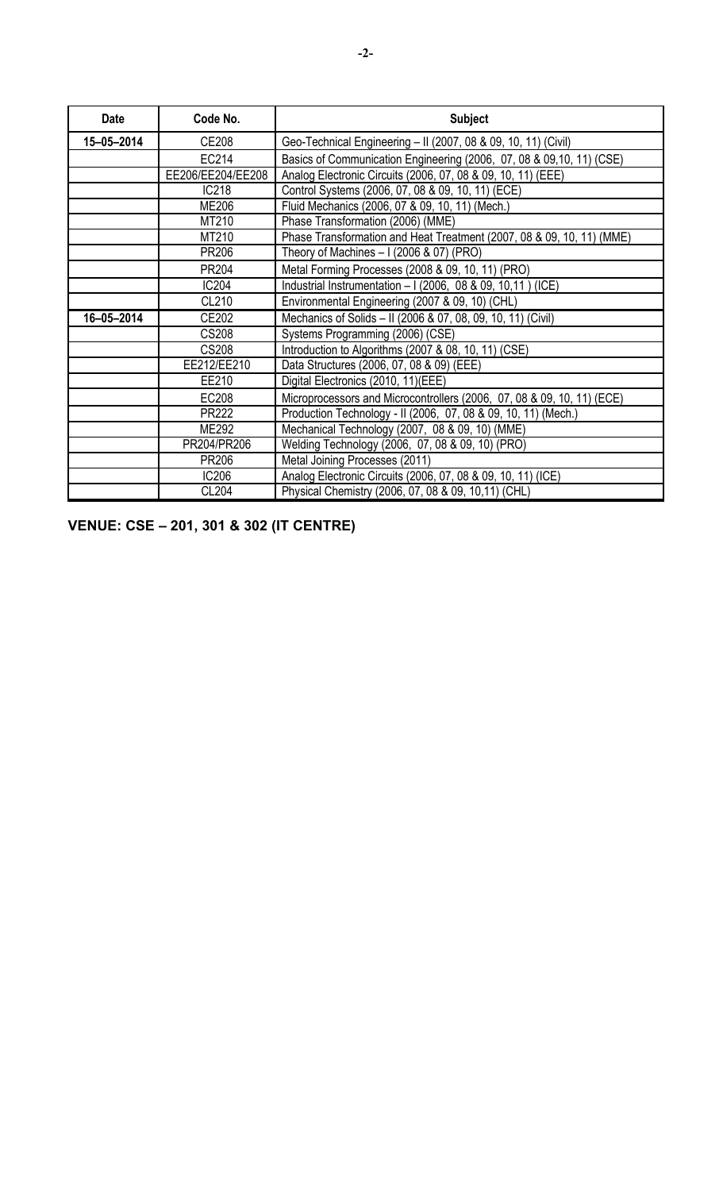| Date | Code No. | Subject |
|---|---|---|
| 15–05–2014 | CE208 | Geo-Technical Engineering – II (2007, 08 & 09, 10, 11) (Civil) |
| | EC214 | Basics of Communication Engineering (2006, 07, 08 & 09,10, 11) (CSE) |
| | EE206/EE204/EE208 | Analog Electronic Circuits (2006, 07, 08 & 09, 10, 11) (EEE) |
| | IC218 | Control Systems (2006, 07, 08 & 09, 10, 11) (ECE) |
| | ME206 | Fluid Mechanics (2006, 07 & 09, 10, 11) (Mech.) |
| | MT210 | Phase Transformation (2006) (MME) |
| | MT210 | Phase Transformation and Heat Treatment (2007, 08 & 09, 10, 11) (MME) |
| | PR206 | Theory of Machines – I (2006 & 07) (PRO) |
| | PR204 | Metal Forming Processes (2008 & 09, 10, 11) (PRO) |
| | IC204 | Industrial Instrumentation – I (2006, 08 & 09, 10,11 ) (ICE) |
| | CL210 | Environmental Engineering (2007 & 09, 10) (CHL) |
| 16–05–2014 | CE202 | Mechanics of Solids – II (2006 & 07, 08, 09, 10, 11) (Civil) |
| | CS208 | Systems Programming (2006) (CSE) |
| | CS208 | Introduction to Algorithms (2007 & 08, 10, 11) (CSE) |
| | EE212/EE210 | Data Structures (2006, 07, 08 & 09) (EEE) |
| | EE210 | Digital Electronics (2010, 11)(EEE) |
| | EC208 | Microprocessors and Microcontrollers (2006, 07, 08 & 09, 10, 11) (ECE) |
| | PR222 | Production Technology - II (2006, 07, 08 & 09, 10, 11) (Mech.) |
| | ME292 | Mechanical Technology (2007, 08 & 09, 10) (MME) |
| | PR204/PR206 | Welding Technology (2006, 07, 08 & 09, 10) (PRO) |
| | PR206 | Metal Joining Processes (2011) |
| | IC206 | Analog Electronic Circuits (2006, 07, 08 & 09, 10, 11) (ICE) |
| | CL204 | Physical Chemistry (2006, 07, 08 & 09, 10,11) (CHL) |

**VENUE: CSE – 201, 301 & 302 (IT CENTRE)**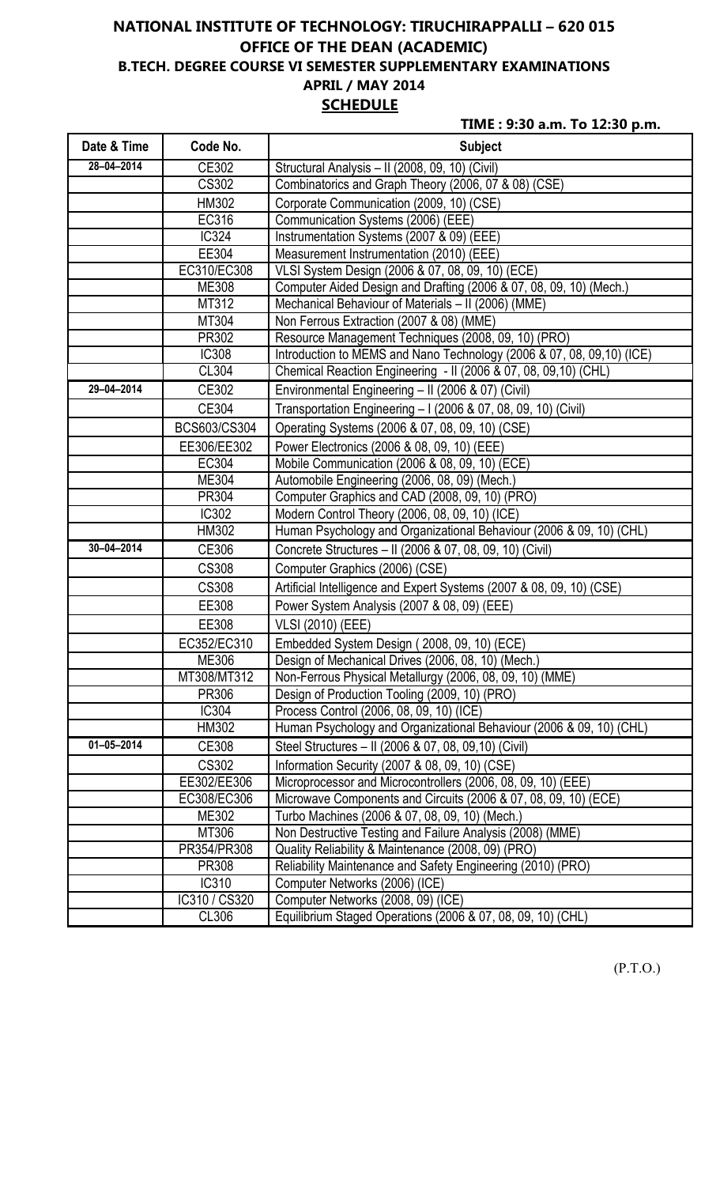# NATIONAL INSTITUTE OF TECHNOLOGY: TIRUCHIRAPPALLI – 620 015

## OFFICE OF THE DEAN (ACADEMIC)

## B.TECH. DEGREE COURSE VI SEMESTER SUPPLEMENTARY EXAMINATIONS

## APRIL / MAY 2014

## SCHEDULE

**TIME : 9:30 a.m. To 12:30 p.m.**

| Date & Time | Code No. | Subject |
|---|---|---|
| 28–04–2014 | CE302 | Structural Analysis – II (2008, 09, 10) (Civil) |
| | CS302 | Combinatorics and Graph Theory (2006, 07 & 08) (CSE) |
| | HM302 | Corporate Communication (2009, 10) (CSE) |
| | EC316 | Communication Systems (2006) (EEE) |
| | IC324 | Instrumentation Systems (2007 & 09) (EEE) |
| | EE304 | Measurement Instrumentation (2010) (EEE) |
| | EC310/EC308 | VLSI System Design (2006 & 07, 08, 09, 10) (ECE) |
| | ME308 | Computer Aided Design and Drafting (2006 & 07, 08, 09, 10) (Mech.) |
| | MT312 | Mechanical Behaviour of Materials – II (2006) (MME) |
| | MT304 | Non Ferrous Extraction (2007 & 08) (MME) |
| | PR302 | Resource Management Techniques (2008, 09, 10) (PRO) |
| | IC308 | Introduction to MEMS and Nano Technology (2006 & 07, 08, 09,10) (ICE) |
| | CL304 | Chemical Reaction Engineering - II (2006 & 07, 08, 09,10) (CHL) |
| 29–04–2014 | CE302 | Environmental Engineering – II (2006 & 07) (Civil) |
| | CE304 | Transportation Engineering – I (2006 & 07, 08, 09, 10) (Civil) |
| | BCS603/CS304 | Operating Systems (2006 & 07, 08, 09, 10) (CSE) |
| | EE306/EE302 | Power Electronics (2006 & 08, 09, 10) (EEE) |
| | EC304 | Mobile Communication (2006 & 08, 09, 10) (ECE) |
| | ME304 | Automobile Engineering (2006, 08, 09) (Mech.) |
| | PR304 | Computer Graphics and CAD (2008, 09, 10) (PRO) |
| | IC302 | Modern Control Theory (2006, 08, 09, 10) (ICE) |
| | HM302 | Human Psychology and Organizational Behaviour (2006 & 09, 10) (CHL) |
| 30–04–2014 | CE306 | Concrete Structures – II (2006 & 07, 08, 09, 10) (Civil) |
| | CS308 | Computer Graphics (2006) (CSE) |
| | CS308 | Artificial Intelligence and Expert Systems (2007 & 08, 09, 10) (CSE) |
| | EE308 | Power System Analysis (2007 & 08, 09) (EEE) |
| | EE308 | VLSI (2010) (EEE) |
| | EC352/EC310 | Embedded System Design ( 2008, 09, 10) (ECE) |
| | ME306 | Design of Mechanical Drives (2006, 08, 10) (Mech.) |
| | MT308/MT312 | Non-Ferrous Physical Metallurgy (2006, 08, 09, 10) (MME) |
| | PR306 | Design of Production Tooling (2009, 10) (PRO) |
| | IC304 | Process Control (2006, 08, 09, 10) (ICE) |
| | HM302 | Human Psychology and Organizational Behaviour (2006 & 09, 10) (CHL) |
| 01–05–2014 | CE308 | Steel Structures – II (2006 & 07, 08, 09,10) (Civil) |
| | CS302 | Information Security (2007 & 08, 09, 10) (CSE) |
| | EE302/EE306 | Microprocessor and Microcontrollers (2006, 08, 09, 10) (EEE) |
| | EC308/EC306 | Microwave Components and Circuits (2006 & 07, 08, 09, 10) (ECE) |
| | ME302 | Turbo Machines (2006 & 07, 08, 09, 10) (Mech.) |
| | MT306 | Non Destructive Testing and Failure Analysis (2008) (MME) |
| | PR354/PR308 | Quality Reliability & Maintenance (2008, 09) (PRO) |
| | PR308 | Reliability Maintenance and Safety Engineering (2010) (PRO) |
| | IC310 | Computer Networks (2006) (ICE) |
| | IC310 / CS320 | Computer Networks (2008, 09) (ICE) |
| | CL306 | Equilibrium Staged Operations (2006 & 07, 08, 09, 10) (CHL) |

(P.T.O.)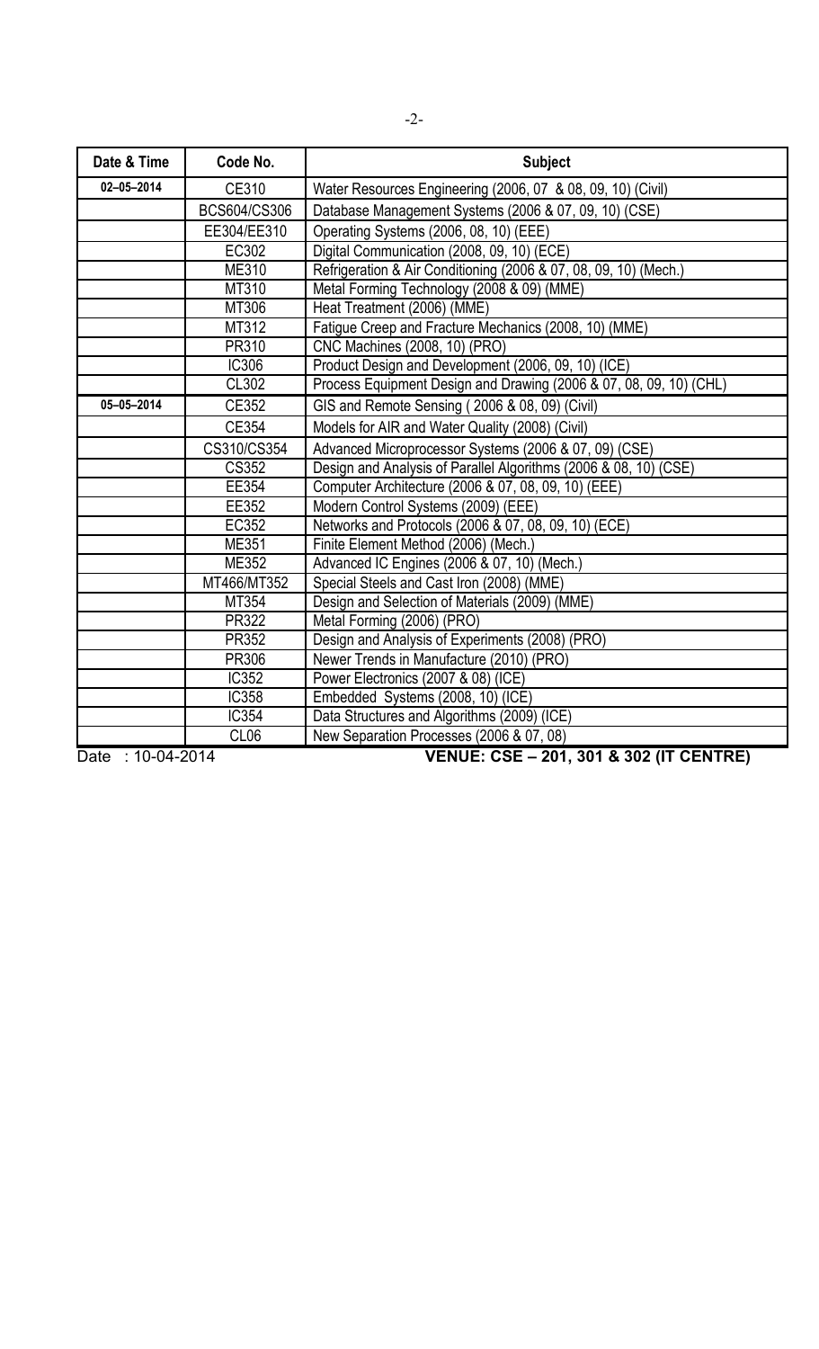| Date & Time | Code No. | Subject |
|---|---|---|
| 02–05–2014 | CE310 | Water Resources Engineering (2006, 07 & 08, 09, 10) (Civil) |
| | BCS604/CS306 | Database Management Systems (2006 & 07, 09, 10) (CSE) |
| | EE304/EE310 | Operating Systems (2006, 08, 10) (EEE) |
| | EC302 | Digital Communication (2008, 09, 10) (ECE) |
| | ME310 | Refrigeration & Air Conditioning (2006 & 07, 08, 09, 10) (Mech.) |
| | MT310 | Metal Forming Technology (2008 & 09) (MME) |
| | MT306 | Heat Treatment (2006) (MME) |
| | MT312 | Fatigue Creep and Fracture Mechanics (2008, 10) (MME) |
| | PR310 | CNC Machines (2008, 10) (PRO) |
| | IC306 | Product Design and Development (2006, 09, 10) (ICE) |
| | CL302 | Process Equipment Design and Drawing (2006 & 07, 08, 09, 10) (CHL) |
| 05–05–2014 | CE352 | GIS and Remote Sensing ( 2006 & 08, 09) (Civil) |
| | CE354 | Models for AIR and Water Quality (2008) (Civil) |
| | CS310/CS354 | Advanced Microprocessor Systems (2006 & 07, 09) (CSE) |
| | CS352 | Design and Analysis of Parallel Algorithms (2006 & 08, 10) (CSE) |
| | EE354 | Computer Architecture (2006 & 07, 08, 09, 10) (EEE) |
| | EE352 | Modern Control Systems (2009) (EEE) |
| | EC352 | Networks and Protocols (2006 & 07, 08, 09, 10) (ECE) |
| | ME351 | Finite Element Method (2006) (Mech.) |
| | ME352 | Advanced IC Engines (2006 & 07, 10) (Mech.) |
| | MT466/MT352 | Special Steels and Cast Iron (2008) (MME) |
| | MT354 | Design and Selection of Materials (2009) (MME) |
| | PR322 | Metal Forming (2006) (PRO) |
| | PR352 | Design and Analysis of Experiments (2008) (PRO) |
| | PR306 | Newer Trends in Manufacture (2010) (PRO) |
| | IC352 | Power Electronics (2007 & 08) (ICE) |
| | IC358 | Embedded Systems (2008, 10) (ICE) |
| | IC354 | Data Structures and Algorithms (2009) (ICE) |
| | CL06 | New Separation Processes (2006 & 07, 08) |

Date : 10-04-2014

**VENUE: CSE – 201, 301 & 302 (IT CENTRE)**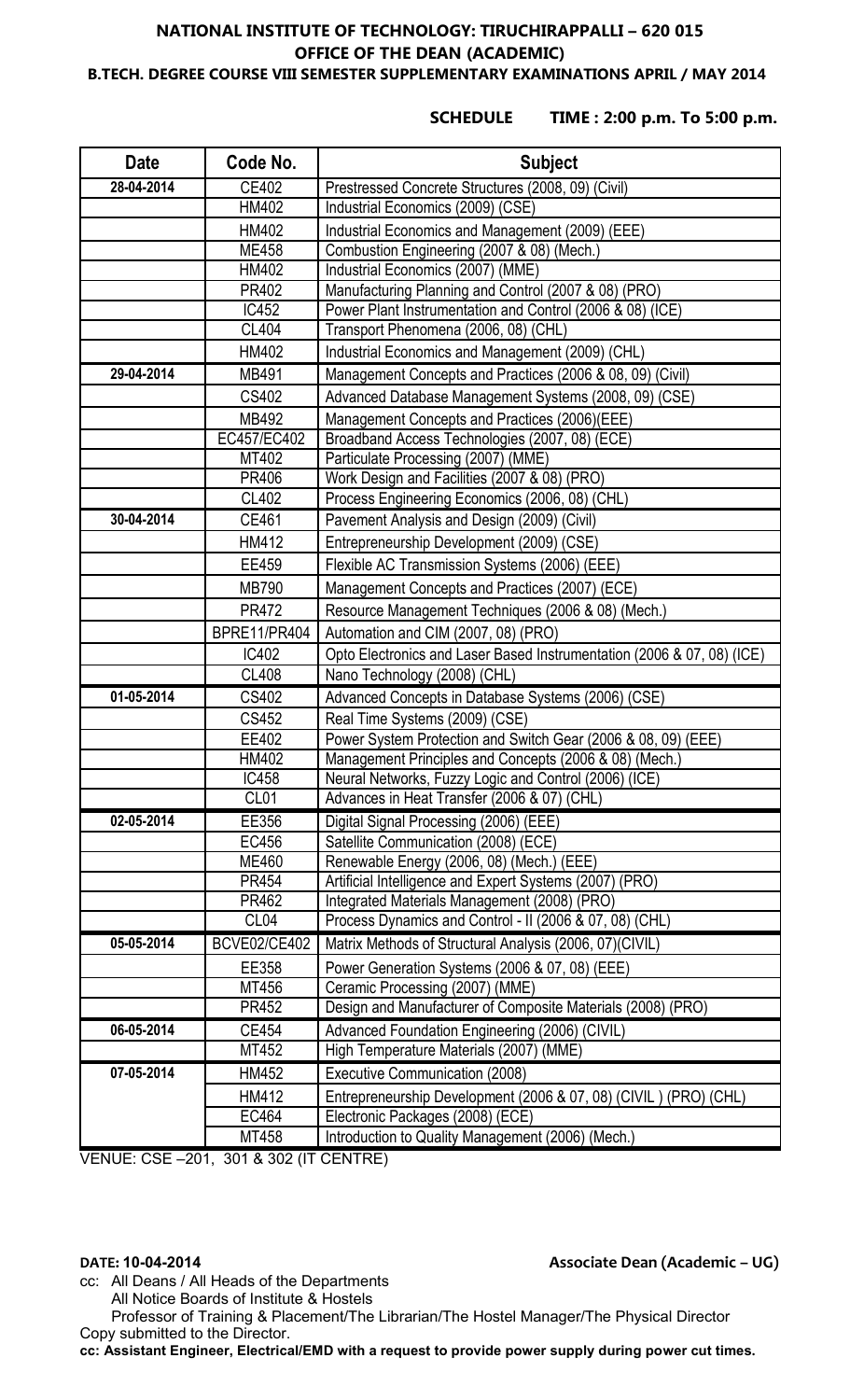# NATIONAL INSTITUTE OF TECHNOLOGY: TIRUCHIRAPPALLI – 620 015

## OFFICE OF THE DEAN (ACADEMIC)

### B.TECH. DEGREE COURSE VIII SEMESTER SUPPLEMENTARY EXAMINATIONS APRIL / MAY 2014

**SCHEDULE TIME : 2:00 p.m. To 5:00 p.m.**

| Date | Code No. | Subject |
|---|---|---|
| 28-04-2014 | CE402 | Prestressed Concrete Structures (2008, 09) (Civil) |
| | HM402 | Industrial Economics (2009) (CSE) |
| | HM402 | Industrial Economics and Management (2009) (EEE) |
| | ME458 | Combustion Engineering (2007 & 08) (Mech.) |
| | HM402 | Industrial Economics (2007) (MME) |
| | PR402 | Manufacturing Planning and Control (2007 & 08) (PRO) |
| | IC452 | Power Plant Instrumentation and Control (2006 & 08) (ICE) |
| | CL404 | Transport Phenomena (2006, 08) (CHL) |
| | HM402 | Industrial Economics and Management (2009) (CHL) |
| 29-04-2014 | MB491 | Management Concepts and Practices (2006 & 08, 09) (Civil) |
| | CS402 | Advanced Database Management Systems (2008, 09) (CSE) |
| | MB492 | Management Concepts and Practices (2006)(EEE) |
| | EC457/EC402 | Broadband Access Technologies (2007, 08) (ECE) |
| | MT402 | Particulate Processing (2007) (MME) |
| | PR406 | Work Design and Facilities (2007 & 08) (PRO) |
| | CL402 | Process Engineering Economics (2006, 08) (CHL) |
| 30-04-2014 | CE461 | Pavement Analysis and Design (2009) (Civil) |
| | HM412 | Entrepreneurship Development (2009) (CSE) |
| | EE459 | Flexible AC Transmission Systems (2006) (EEE) |
| | MB790 | Management Concepts and Practices (2007) (ECE) |
| | PR472 | Resource Management Techniques (2006 & 08) (Mech.) |
| | BPRE11/PR404 | Automation and CIM (2007, 08) (PRO) |
| | IC402 | Opto Electronics and Laser Based Instrumentation (2006 & 07, 08) (ICE) |
| | CL408 | Nano Technology (2008) (CHL) |
| 01-05-2014 | CS402 | Advanced Concepts in Database Systems (2006) (CSE) |
| | CS452 | Real Time Systems (2009) (CSE) |
| | EE402 | Power System Protection and Switch Gear (2006 & 08, 09) (EEE) |
| | HM402 | Management Principles and Concepts (2006 & 08) (Mech.) |
| | IC458 | Neural Networks, Fuzzy Logic and Control (2006) (ICE) |
| | CL01 | Advances in Heat Transfer (2006 & 07) (CHL) |
| 02-05-2014 | EE356 | Digital Signal Processing (2006) (EEE) |
| | EC456 | Satellite Communication (2008) (ECE) |
| | ME460 | Renewable Energy (2006, 08) (Mech.) (EEE) |
| | PR454 | Artificial Intelligence and Expert Systems (2007) (PRO) |
| | PR462 | Integrated Materials Management (2008) (PRO) |
| | CL04 | Process Dynamics and Control - II (2006 & 07, 08) (CHL) |
| 05-05-2014 | BCVE02/CE402 | Matrix Methods of Structural Analysis (2006, 07)(CIVIL) |
| | EE358 | Power Generation Systems (2006 & 07, 08) (EEE) |
| | MT456 | Ceramic Processing (2007) (MME) |
| | PR452 | Design and Manufacturer of Composite Materials (2008) (PRO) |
| 06-05-2014 | CE454 | Advanced Foundation Engineering (2006) (CIVIL) |
| | MT452 | High Temperature Materials (2007) (MME) |
| 07-05-2014 | HM452 | Executive Communication (2008) |
| | HM412 | Entrepreneurship Development (2006 & 07, 08) (CIVIL ) (PRO) (CHL) |
| | EC464 | Electronic Packages (2008) (ECE) |
| | MT458 | Introduction to Quality Management (2006) (Mech.) |

VENUE: CSE –201, 301 & 302 (IT CENTRE)

**DATE: 10-04-2014** **Associate Dean (Academic – UG)**

cc: All Deans / All Heads of the Departments
All Notice Boards of Institute & Hostels
Professor of Training & Placement/The Librarian/The Hostel Manager/The Physical Director
Copy submitted to the Director.

**cc: Assistant Engineer, Electrical/EMD with a request to provide power supply during power cut times.**